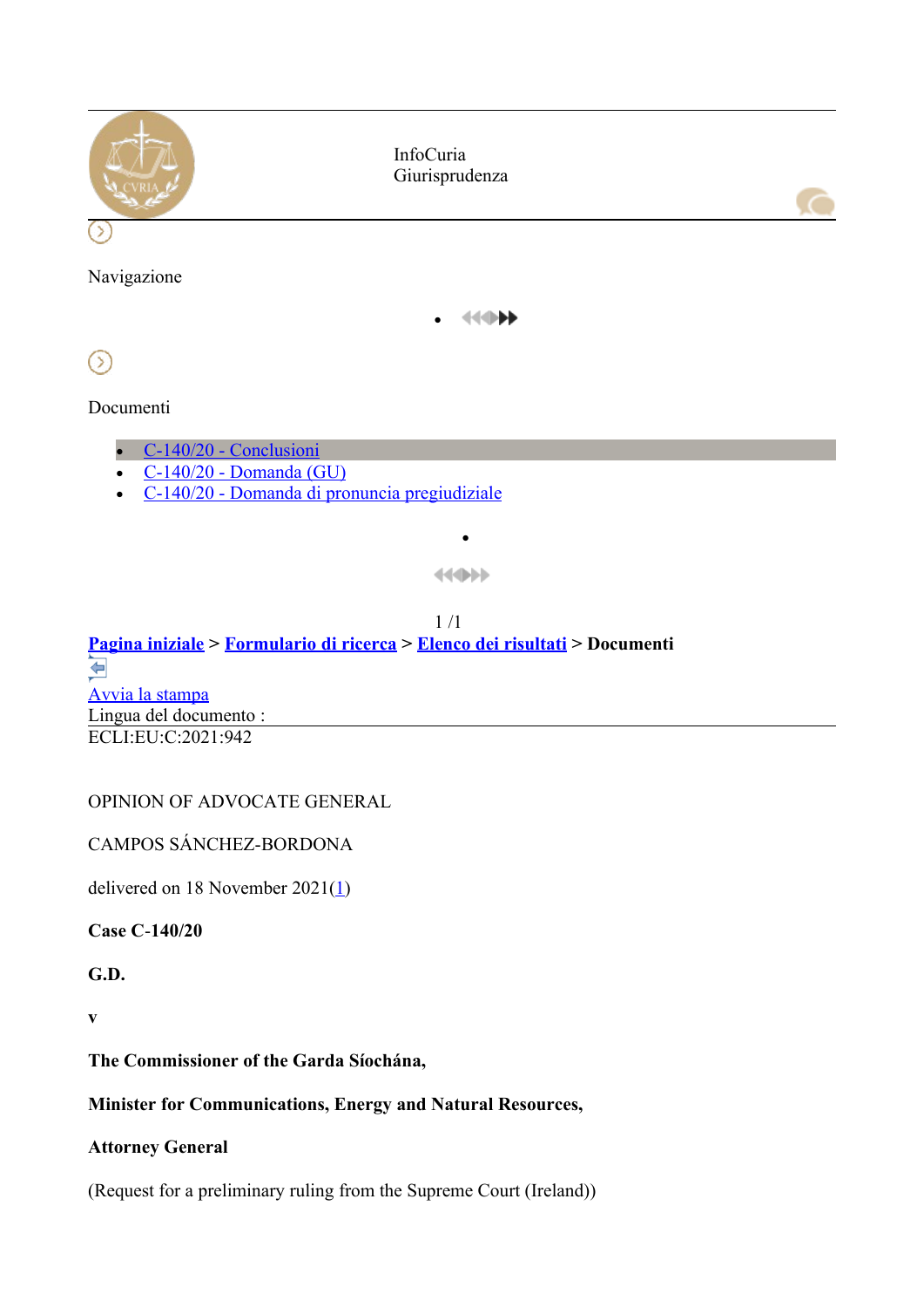InfoCuria
Giurisprudenza

Navigazione

Documenti

- [C-140/20 - Conclusioni]
- [C-140/20 - Domanda (GU)]
- [C-140/20 - Domanda di pronuncia pregiudiziale]

1 /1

**Pagina iniziale > Formulario di ricerca > Elenco dei risultati > Documenti**

Avvia la stampa

Lingua del documento :

ECLI:EU:C:2021:942

OPINION OF ADVOCATE GENERAL

CAMPOS SÁNCHEZ-BORDONA

delivered on 18 November 2021(1)

**Case C-140/20**

**G.D.**

**v**

**The Commissioner of the Garda Síochána,**

**Minister for Communications, Energy and Natural Resources,**

**Attorney General**

(Request for a preliminary ruling from the Supreme Court (Ireland))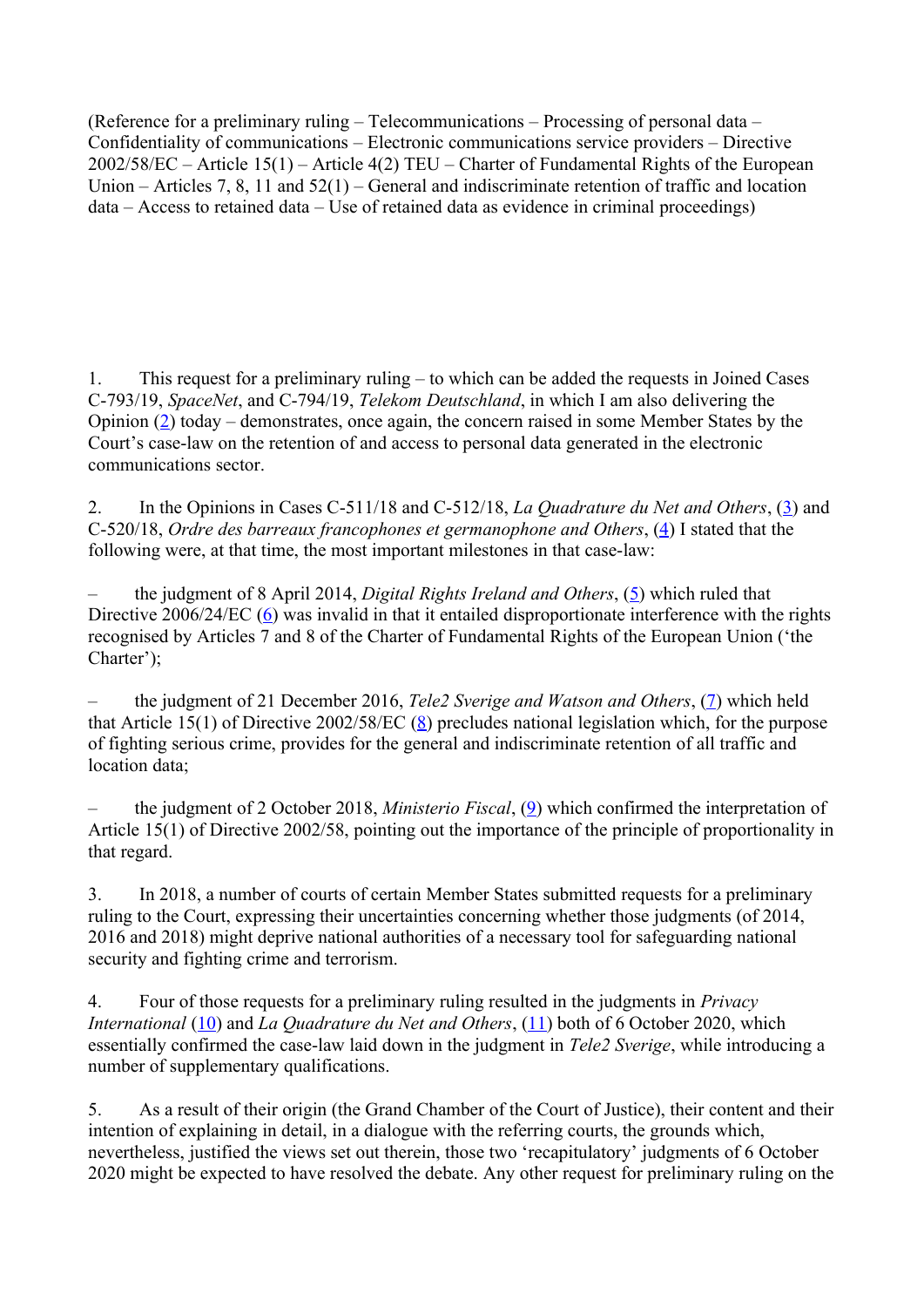(Reference for a preliminary ruling – Telecommunications – Processing of personal data – Confidentiality of communications – Electronic communications service providers – Directive 2002/58/EC – Article 15(1) – Article 4(2) TEU – Charter of Fundamental Rights of the European Union – Articles 7, 8, 11 and 52(1) – General and indiscriminate retention of traffic and location data – Access to retained data – Use of retained data as evidence in criminal proceedings)

1. This request for a preliminary ruling – to which can be added the requests in Joined Cases C-793/19, *SpaceNet*, and C-794/19, *Telekom Deutschland*, in which I am also delivering the Opinion (2) today – demonstrates, once again, the concern raised in some Member States by the Court's case-law on the retention of and access to personal data generated in the electronic communications sector.

2. In the Opinions in Cases C-511/18 and C-512/18, *La Quadrature du Net and Others*, (3) and C-520/18, *Ordre des barreaux francophones et germanophone and Others*, (4) I stated that the following were, at that time, the most important milestones in that case-law:

– the judgment of 8 April 2014, *Digital Rights Ireland and Others*, (5) which ruled that Directive 2006/24/EC (6) was invalid in that it entailed disproportionate interference with the rights recognised by Articles 7 and 8 of the Charter of Fundamental Rights of the European Union ('the Charter');

– the judgment of 21 December 2016, *Tele2 Sverige and Watson and Others*, (7) which held that Article 15(1) of Directive 2002/58/EC (8) precludes national legislation which, for the purpose of fighting serious crime, provides for the general and indiscriminate retention of all traffic and location data;

– the judgment of 2 October 2018, *Ministerio Fiscal*, (9) which confirmed the interpretation of Article 15(1) of Directive 2002/58, pointing out the importance of the principle of proportionality in that regard.

3. In 2018, a number of courts of certain Member States submitted requests for a preliminary ruling to the Court, expressing their uncertainties concerning whether those judgments (of 2014, 2016 and 2018) might deprive national authorities of a necessary tool for safeguarding national security and fighting crime and terrorism.

4. Four of those requests for a preliminary ruling resulted in the judgments in *Privacy International* (10) and *La Quadrature du Net and Others*, (11) both of 6 October 2020, which essentially confirmed the case-law laid down in the judgment in *Tele2 Sverige*, while introducing a number of supplementary qualifications.

5. As a result of their origin (the Grand Chamber of the Court of Justice), their content and their intention of explaining in detail, in a dialogue with the referring courts, the grounds which, nevertheless, justified the views set out therein, those two 'recapitulatory' judgments of 6 October 2020 might be expected to have resolved the debate. Any other request for preliminary ruling on the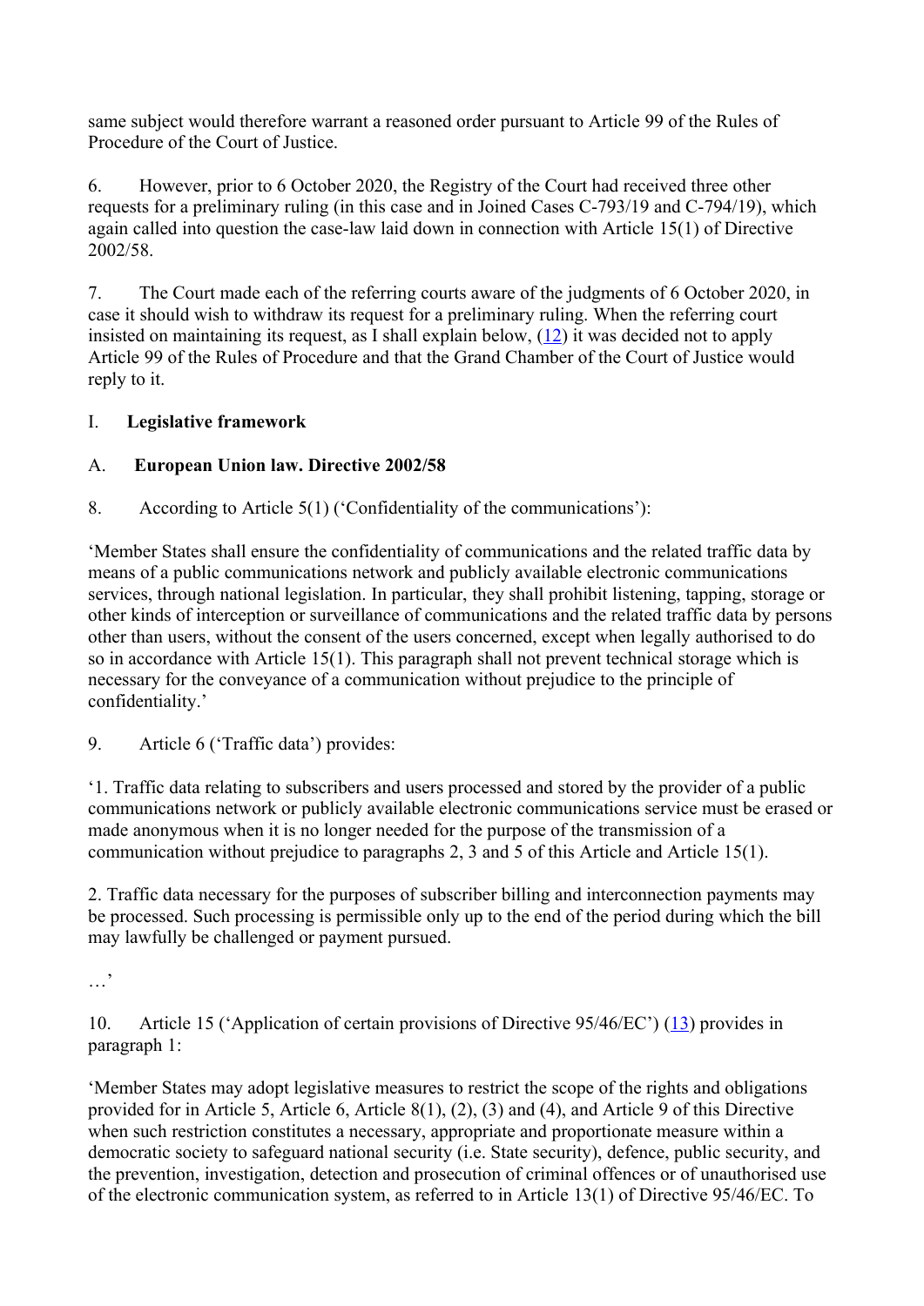same subject would therefore warrant a reasoned order pursuant to Article 99 of the Rules of Procedure of the Court of Justice.

6. However, prior to 6 October 2020, the Registry of the Court had received three other requests for a preliminary ruling (in this case and in Joined Cases C-793/19 and C-794/19), which again called into question the case-law laid down in connection with Article 15(1) of Directive 2002/58.

7. The Court made each of the referring courts aware of the judgments of 6 October 2020, in case it should wish to withdraw its request for a preliminary ruling. When the referring court insisted on maintaining its request, as I shall explain below, (12) it was decided not to apply Article 99 of the Rules of Procedure and that the Grand Chamber of the Court of Justice would reply to it.

## I. Legislative framework

### A. European Union law. Directive 2002/58

8. According to Article 5(1) ('Confidentiality of the communications'):

'Member States shall ensure the confidentiality of communications and the related traffic data by means of a public communications network and publicly available electronic communications services, through national legislation. In particular, they shall prohibit listening, tapping, storage or other kinds of interception or surveillance of communications and the related traffic data by persons other than users, without the consent of the users concerned, except when legally authorised to do so in accordance with Article 15(1). This paragraph shall not prevent technical storage which is necessary for the conveyance of a communication without prejudice to the principle of confidentiality.'

9. Article 6 ('Traffic data') provides:

'1. Traffic data relating to subscribers and users processed and stored by the provider of a public communications network or publicly available electronic communications service must be erased or made anonymous when it is no longer needed for the purpose of the transmission of a communication without prejudice to paragraphs 2, 3 and 5 of this Article and Article 15(1).

2. Traffic data necessary for the purposes of subscriber billing and interconnection payments may be processed. Such processing is permissible only up to the end of the period during which the bill may lawfully be challenged or payment pursued.

…'

10. Article 15 ('Application of certain provisions of Directive 95/46/EC') (13) provides in paragraph 1:

'Member States may adopt legislative measures to restrict the scope of the rights and obligations provided for in Article 5, Article 6, Article 8(1), (2), (3) and (4), and Article 9 of this Directive when such restriction constitutes a necessary, appropriate and proportionate measure within a democratic society to safeguard national security (i.e. State security), defence, public security, and the prevention, investigation, detection and prosecution of criminal offences or of unauthorised use of the electronic communication system, as referred to in Article 13(1) of Directive 95/46/EC. To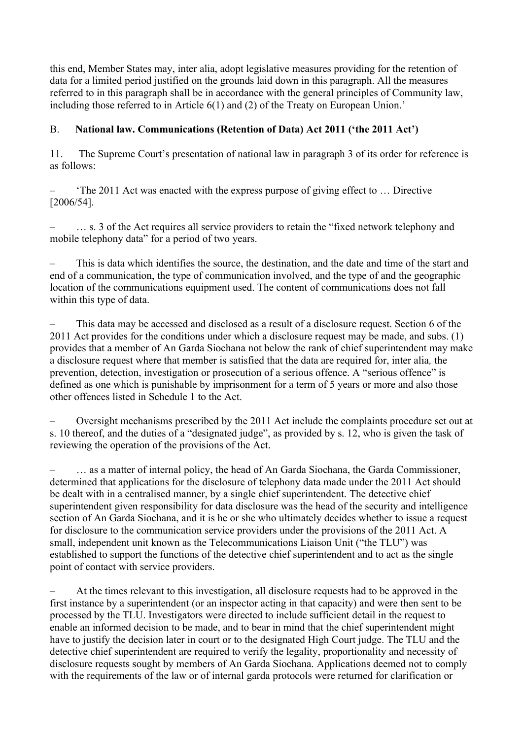this end, Member States may, inter alia, adopt legislative measures providing for the retention of data for a limited period justified on the grounds laid down in this paragraph. All the measures referred to in this paragraph shall be in accordance with the general principles of Community law, including those referred to in Article 6(1) and (2) of the Treaty on European Union.'

### B. National law. Communications (Retention of Data) Act 2011 ('the 2011 Act')

11. The Supreme Court's presentation of national law in paragraph 3 of its order for reference is as follows:

– 'The 2011 Act was enacted with the express purpose of giving effect to … Directive [2006/54].

– … s. 3 of the Act requires all service providers to retain the "fixed network telephony and mobile telephony data" for a period of two years.

– This is data which identifies the source, the destination, and the date and time of the start and end of a communication, the type of communication involved, and the type of and the geographic location of the communications equipment used. The content of communications does not fall within this type of data.

– This data may be accessed and disclosed as a result of a disclosure request. Section 6 of the 2011 Act provides for the conditions under which a disclosure request may be made, and subs. (1) provides that a member of An Garda Siochana not below the rank of chief superintendent may make a disclosure request where that member is satisfied that the data are required for, inter alia*,* the prevention, detection, investigation or prosecution of a serious offence. A "serious offence" is defined as one which is punishable by imprisonment for a term of 5 years or more and also those other offences listed in Schedule 1 to the Act.

– Oversight mechanisms prescribed by the 2011 Act include the complaints procedure set out at s. 10 thereof, and the duties of a "designated judge", as provided by s. 12, who is given the task of reviewing the operation of the provisions of the Act.

– … as a matter of internal policy, the head of An Garda Siochana, the Garda Commissioner, determined that applications for the disclosure of telephony data made under the 2011 Act should be dealt with in a centralised manner, by a single chief superintendent. The detective chief superintendent given responsibility for data disclosure was the head of the security and intelligence section of An Garda Siochana, and it is he or she who ultimately decides whether to issue a request for disclosure to the communication service providers under the provisions of the 2011 Act. A small, independent unit known as the Telecommunications Liaison Unit ("the TLU") was established to support the functions of the detective chief superintendent and to act as the single point of contact with service providers.

– At the times relevant to this investigation, all disclosure requests had to be approved in the first instance by a superintendent (or an inspector acting in that capacity) and were then sent to be processed by the TLU. Investigators were directed to include sufficient detail in the request to enable an informed decision to be made, and to bear in mind that the chief superintendent might have to justify the decision later in court or to the designated High Court judge. The TLU and the detective chief superintendent are required to verify the legality, proportionality and necessity of disclosure requests sought by members of An Garda Siochana. Applications deemed not to comply with the requirements of the law or of internal garda protocols were returned for clarification or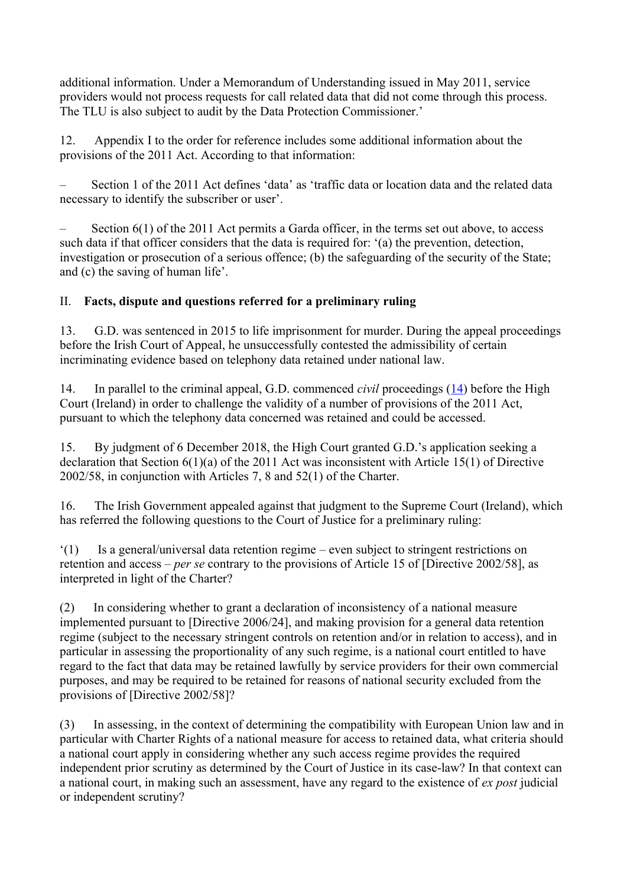additional information. Under a Memorandum of Understanding issued in May 2011, service providers would not process requests for call related data that did not come through this process. The TLU is also subject to audit by the Data Protection Commissioner.'

12. Appendix I to the order for reference includes some additional information about the provisions of the 2011 Act. According to that information:

– Section 1 of the 2011 Act defines 'data' as 'traffic data or location data and the related data necessary to identify the subscriber or user'.

– Section 6(1) of the 2011 Act permits a Garda officer, in the terms set out above, to access such data if that officer considers that the data is required for: '(a) the prevention, detection, investigation or prosecution of a serious offence; (b) the safeguarding of the security of the State; and (c) the saving of human life'.

## II. Facts, dispute and questions referred for a preliminary ruling

13. G.D. was sentenced in 2015 to life imprisonment for murder. During the appeal proceedings before the Irish Court of Appeal, he unsuccessfully contested the admissibility of certain incriminating evidence based on telephony data retained under national law.

14. In parallel to the criminal appeal, G.D. commenced *civil* proceedings (14) before the High Court (Ireland) in order to challenge the validity of a number of provisions of the 2011 Act, pursuant to which the telephony data concerned was retained and could be accessed.

15. By judgment of 6 December 2018, the High Court granted G.D.'s application seeking a declaration that Section 6(1)(a) of the 2011 Act was inconsistent with Article 15(1) of Directive 2002/58, in conjunction with Articles 7, 8 and 52(1) of the Charter.

16. The Irish Government appealed against that judgment to the Supreme Court (Ireland), which has referred the following questions to the Court of Justice for a preliminary ruling:

'(1) Is a general/universal data retention regime – even subject to stringent restrictions on retention and access – *per se* contrary to the provisions of Article 15 of [Directive 2002/58], as interpreted in light of the Charter?

(2) In considering whether to grant a declaration of inconsistency of a national measure implemented pursuant to [Directive 2006/24], and making provision for a general data retention regime (subject to the necessary stringent controls on retention and/or in relation to access), and in particular in assessing the proportionality of any such regime, is a national court entitled to have regard to the fact that data may be retained lawfully by service providers for their own commercial purposes, and may be required to be retained for reasons of national security excluded from the provisions of [Directive 2002/58]?

(3) In assessing, in the context of determining the compatibility with European Union law and in particular with Charter Rights of a national measure for access to retained data, what criteria should a national court apply in considering whether any such access regime provides the required independent prior scrutiny as determined by the Court of Justice in its case-law? In that context can a national court, in making such an assessment, have any regard to the existence of *ex post* judicial or independent scrutiny?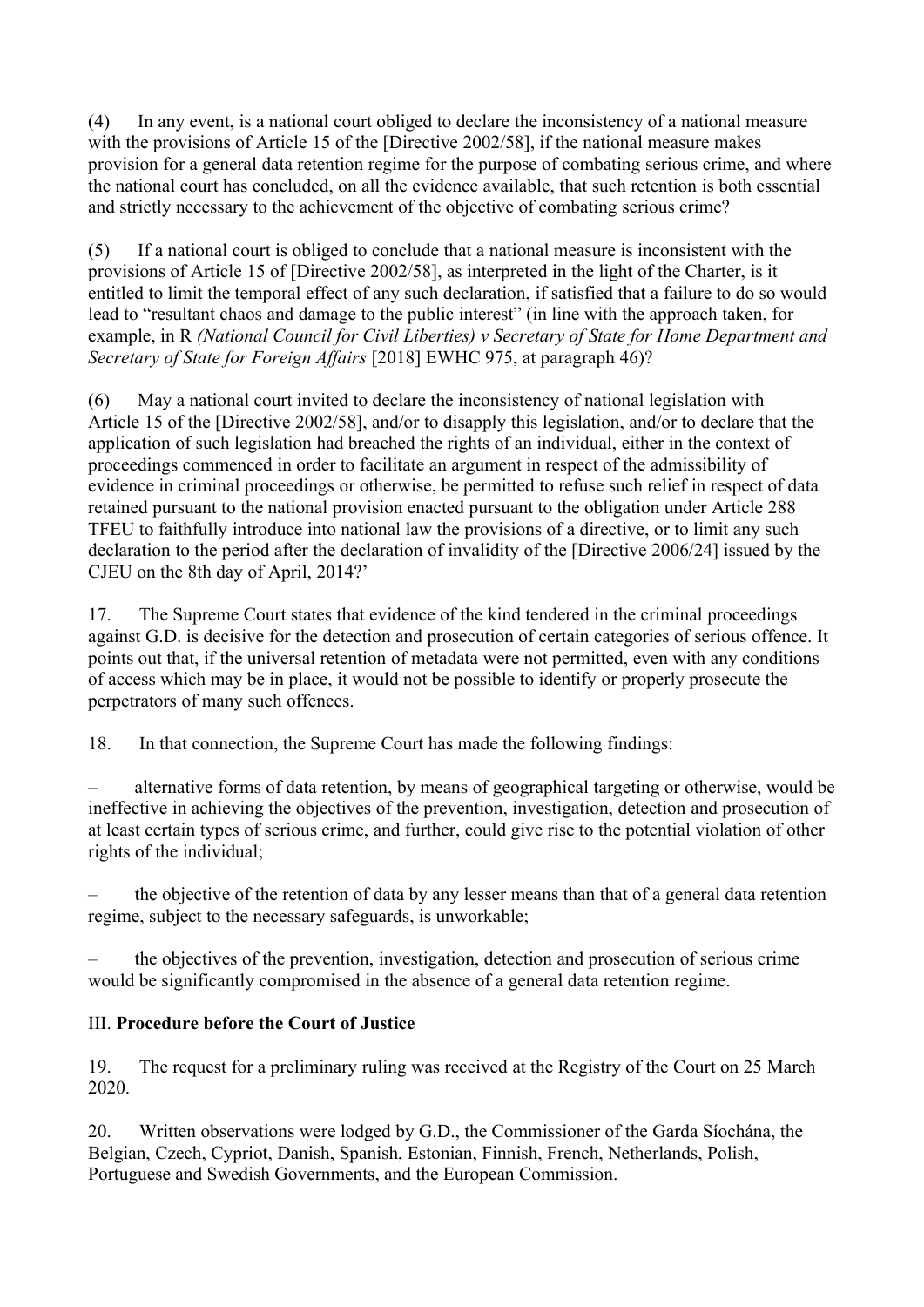(4) In any event, is a national court obliged to declare the inconsistency of a national measure with the provisions of Article 15 of the [Directive 2002/58], if the national measure makes provision for a general data retention regime for the purpose of combating serious crime, and where the national court has concluded, on all the evidence available, that such retention is both essential and strictly necessary to the achievement of the objective of combating serious crime?

(5) If a national court is obliged to conclude that a national measure is inconsistent with the provisions of Article 15 of [Directive 2002/58], as interpreted in the light of the Charter, is it entitled to limit the temporal effect of any such declaration, if satisfied that a failure to do so would lead to "resultant chaos and damage to the public interest" (in line with the approach taken, for example, in R *(National Council for Civil Liberties) v Secretary of State for Home Department and Secretary of State for Foreign Affairs* [2018] EWHC 975, at paragraph 46)?

(6) May a national court invited to declare the inconsistency of national legislation with Article 15 of the [Directive 2002/58], and/or to disapply this legislation, and/or to declare that the application of such legislation had breached the rights of an individual, either in the context of proceedings commenced in order to facilitate an argument in respect of the admissibility of evidence in criminal proceedings or otherwise, be permitted to refuse such relief in respect of data retained pursuant to the national provision enacted pursuant to the obligation under Article 288 TFEU to faithfully introduce into national law the provisions of a directive, or to limit any such declaration to the period after the declaration of invalidity of the [Directive 2006/24] issued by the CJEU on the 8th day of April, 2014?'

17. The Supreme Court states that evidence of the kind tendered in the criminal proceedings against G.D. is decisive for the detection and prosecution of certain categories of serious offence. It points out that, if the universal retention of metadata were not permitted, even with any conditions of access which may be in place, it would not be possible to identify or properly prosecute the perpetrators of many such offences.

18. In that connection, the Supreme Court has made the following findings:

– alternative forms of data retention, by means of geographical targeting or otherwise, would be ineffective in achieving the objectives of the prevention, investigation, detection and prosecution of at least certain types of serious crime, and further, could give rise to the potential violation of other rights of the individual;

– the objective of the retention of data by any lesser means than that of a general data retention regime, subject to the necessary safeguards, is unworkable;

– the objectives of the prevention, investigation, detection and prosecution of serious crime would be significantly compromised in the absence of a general data retention regime.

## III. **Procedure before the Court of Justice**

19. The request for a preliminary ruling was received at the Registry of the Court on 25 March 2020.

20. Written observations were lodged by G.D., the Commissioner of the Garda Síochána, the Belgian, Czech, Cypriot, Danish, Spanish, Estonian, Finnish, French, Netherlands, Polish, Portuguese and Swedish Governments, and the European Commission.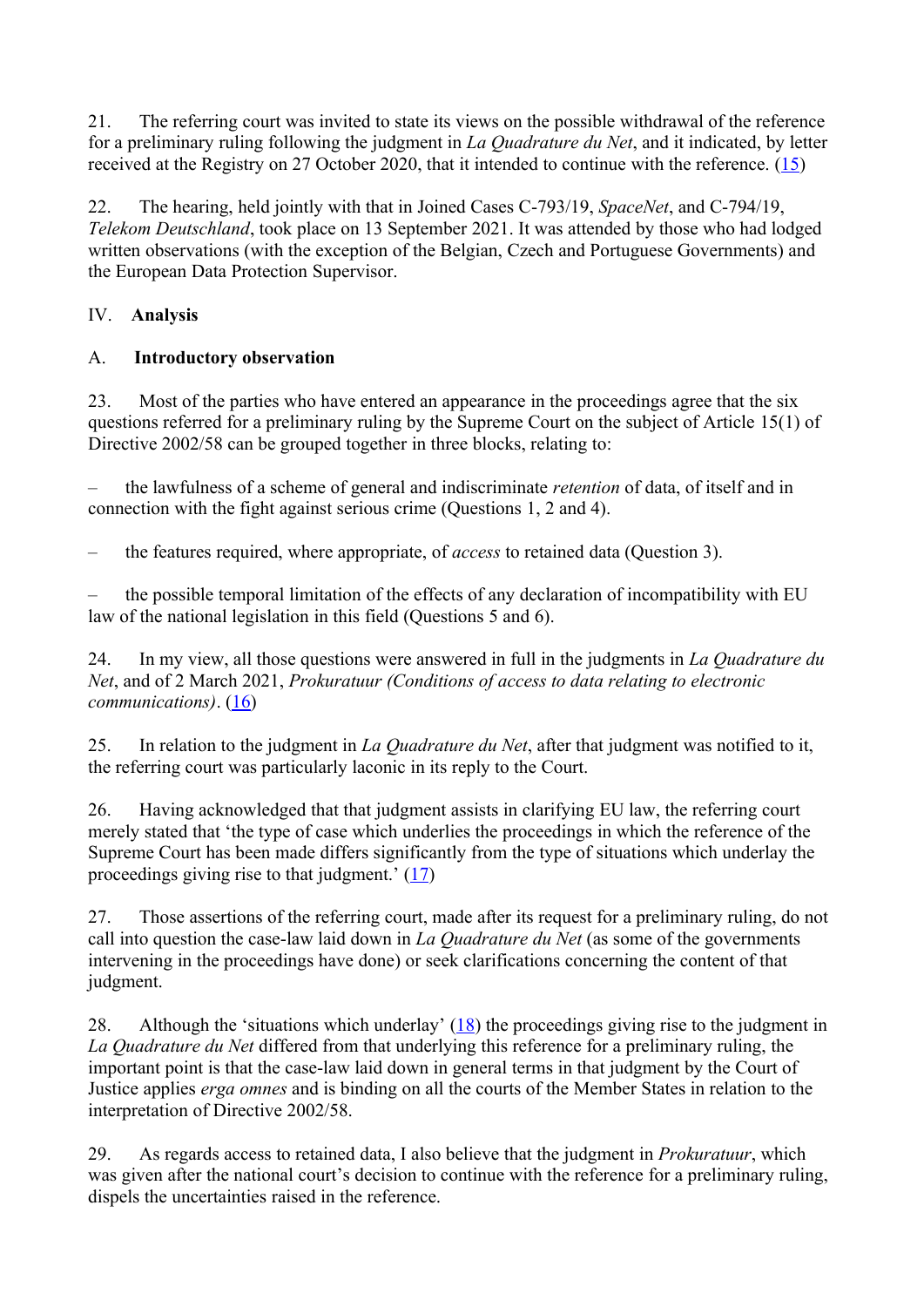21. The referring court was invited to state its views on the possible withdrawal of the reference for a preliminary ruling following the judgment in *La Quadrature du Net*, and it indicated, by letter received at the Registry on 27 October 2020, that it intended to continue with the reference. (15)

22. The hearing, held jointly with that in Joined Cases C-793/19, *SpaceNet*, and C-794/19, *Telekom Deutschland*, took place on 13 September 2021. It was attended by those who had lodged written observations (with the exception of the Belgian, Czech and Portuguese Governments) and the European Data Protection Supervisor.

## IV. Analysis

### A. Introductory observation

23. Most of the parties who have entered an appearance in the proceedings agree that the six questions referred for a preliminary ruling by the Supreme Court on the subject of Article 15(1) of Directive 2002/58 can be grouped together in three blocks, relating to:

– the lawfulness of a scheme of general and indiscriminate *retention* of data, of itself and in connection with the fight against serious crime (Questions 1, 2 and 4).

– the features required, where appropriate, of *access* to retained data (Question 3).

– the possible temporal limitation of the effects of any declaration of incompatibility with EU law of the national legislation in this field (Questions 5 and 6).

24. In my view, all those questions were answered in full in the judgments in *La Quadrature du Net*, and of 2 March 2021, *Prokuratuur (Conditions of access to data relating to electronic communications)*. (16)

25. In relation to the judgment in *La Quadrature du Net*, after that judgment was notified to it, the referring court was particularly laconic in its reply to the Court.

26. Having acknowledged that that judgment assists in clarifying EU law, the referring court merely stated that 'the type of case which underlies the proceedings in which the reference of the Supreme Court has been made differs significantly from the type of situations which underlay the proceedings giving rise to that judgment.' (17)

27. Those assertions of the referring court, made after its request for a preliminary ruling, do not call into question the case-law laid down in *La Quadrature du Net* (as some of the governments intervening in the proceedings have done) or seek clarifications concerning the content of that judgment.

28. Although the 'situations which underlay' (18) the proceedings giving rise to the judgment in *La Quadrature du Net* differed from that underlying this reference for a preliminary ruling, the important point is that the case-law laid down in general terms in that judgment by the Court of Justice applies *erga omnes* and is binding on all the courts of the Member States in relation to the interpretation of Directive 2002/58.

29. As regards access to retained data, I also believe that the judgment in *Prokuratuur*, which was given after the national court's decision to continue with the reference for a preliminary ruling, dispels the uncertainties raised in the reference.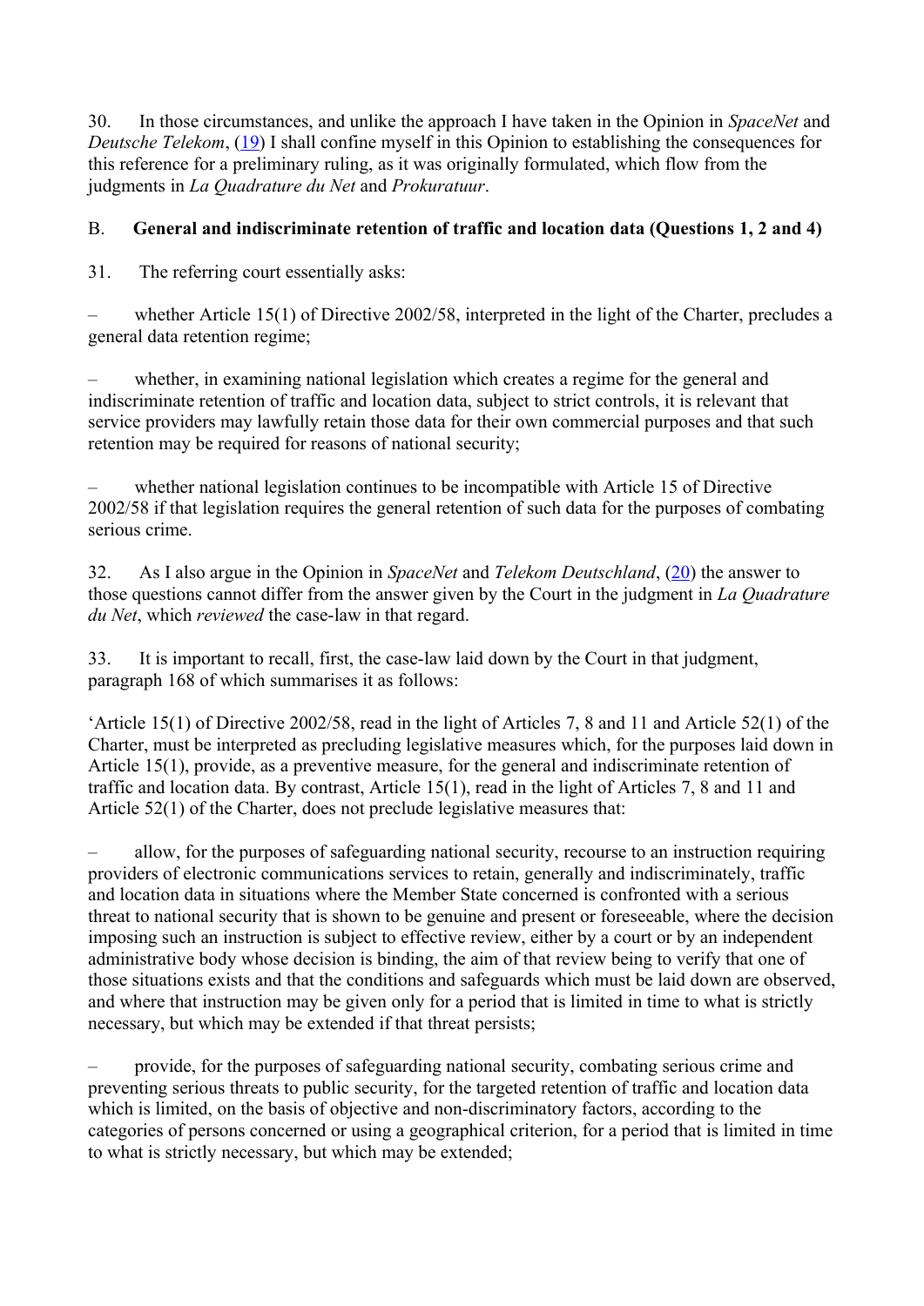30. In those circumstances, and unlike the approach I have taken in the Opinion in *SpaceNet* and *Deutsche Telekom*, ([19]) I shall confine myself in this Opinion to establishing the consequences for this reference for a preliminary ruling, as it was originally formulated, which flow from the judgments in *La Quadrature du Net* and *Prokuratuur*.

### B. General and indiscriminate retention of traffic and location data (Questions 1, 2 and 4)

31. The referring court essentially asks:

– whether Article 15(1) of Directive 2002/58, interpreted in the light of the Charter, precludes a general data retention regime;

– whether, in examining national legislation which creates a regime for the general and indiscriminate retention of traffic and location data, subject to strict controls, it is relevant that service providers may lawfully retain those data for their own commercial purposes and that such retention may be required for reasons of national security;

– whether national legislation continues to be incompatible with Article 15 of Directive 2002/58 if that legislation requires the general retention of such data for the purposes of combating serious crime.

32. As I also argue in the Opinion in *SpaceNet* and *Telekom Deutschland*, ([20]) the answer to those questions cannot differ from the answer given by the Court in the judgment in *La Quadrature du Net*, which *reviewed* the case-law in that regard.

33. It is important to recall, first, the case-law laid down by the Court in that judgment, paragraph 168 of which summarises it as follows:

'Article 15(1) of Directive 2002/58, read in the light of Articles 7, 8 and 11 and Article 52(1) of the Charter, must be interpreted as precluding legislative measures which, for the purposes laid down in Article 15(1), provide, as a preventive measure, for the general and indiscriminate retention of traffic and location data. By contrast, Article 15(1), read in the light of Articles 7, 8 and 11 and Article 52(1) of the Charter, does not preclude legislative measures that:

– allow, for the purposes of safeguarding national security, recourse to an instruction requiring providers of electronic communications services to retain, generally and indiscriminately, traffic and location data in situations where the Member State concerned is confronted with a serious threat to national security that is shown to be genuine and present or foreseeable, where the decision imposing such an instruction is subject to effective review, either by a court or by an independent administrative body whose decision is binding, the aim of that review being to verify that one of those situations exists and that the conditions and safeguards which must be laid down are observed, and where that instruction may be given only for a period that is limited in time to what is strictly necessary, but which may be extended if that threat persists;

– provide, for the purposes of safeguarding national security, combating serious crime and preventing serious threats to public security, for the targeted retention of traffic and location data which is limited, on the basis of objective and non-discriminatory factors, according to the categories of persons concerned or using a geographical criterion, for a period that is limited in time to what is strictly necessary, but which may be extended;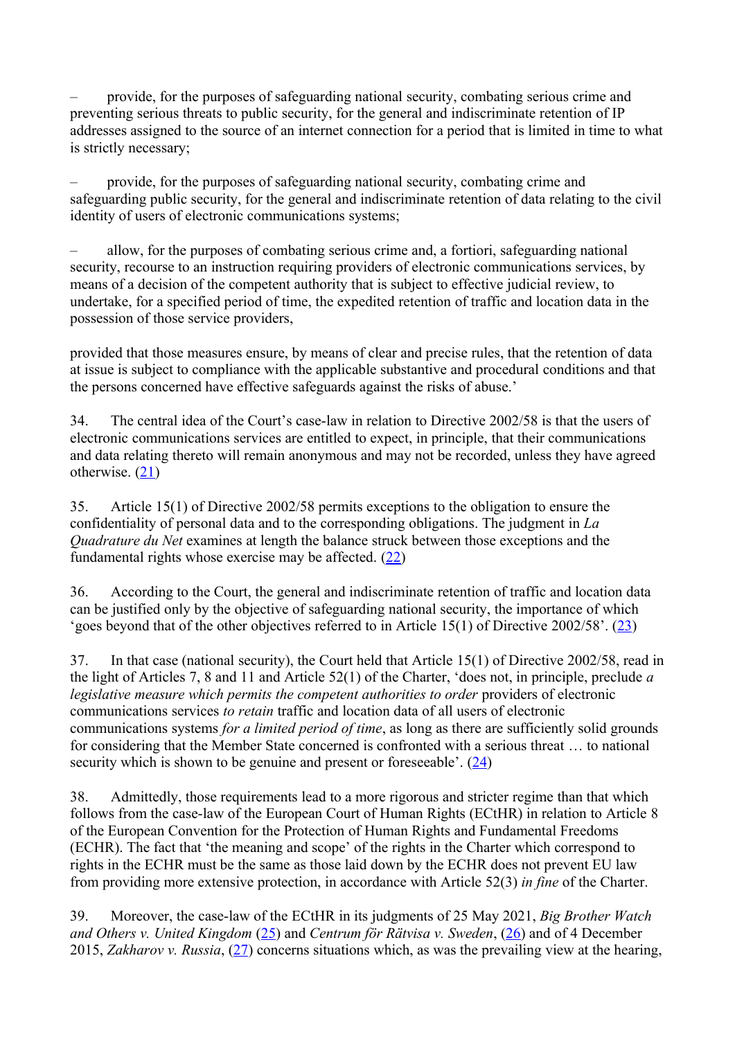– provide, for the purposes of safeguarding national security, combating serious crime and preventing serious threats to public security, for the general and indiscriminate retention of IP addresses assigned to the source of an internet connection for a period that is limited in time to what is strictly necessary;

– provide, for the purposes of safeguarding national security, combating crime and safeguarding public security, for the general and indiscriminate retention of data relating to the civil identity of users of electronic communications systems;

– allow, for the purposes of combating serious crime and, a fortiori, safeguarding national security, recourse to an instruction requiring providers of electronic communications services, by means of a decision of the competent authority that is subject to effective judicial review, to undertake, for a specified period of time, the expedited retention of traffic and location data in the possession of those service providers,

provided that those measures ensure, by means of clear and precise rules, that the retention of data at issue is subject to compliance with the applicable substantive and procedural conditions and that the persons concerned have effective safeguards against the risks of abuse.'

34. The central idea of the Court's case-law in relation to Directive 2002/58 is that the users of electronic communications services are entitled to expect, in principle, that their communications and data relating thereto will remain anonymous and may not be recorded, unless they have agreed otherwise. (21)

35. Article 15(1) of Directive 2002/58 permits exceptions to the obligation to ensure the confidentiality of personal data and to the corresponding obligations. The judgment in *La Quadrature du Net* examines at length the balance struck between those exceptions and the fundamental rights whose exercise may be affected. (22)

36. According to the Court, the general and indiscriminate retention of traffic and location data can be justified only by the objective of safeguarding national security, the importance of which 'goes beyond that of the other objectives referred to in Article 15(1) of Directive 2002/58'. (23)

37. In that case (national security), the Court held that Article 15(1) of Directive 2002/58, read in the light of Articles 7, 8 and 11 and Article 52(1) of the Charter, 'does not, in principle, preclude *a legislative measure which permits the competent authorities to order* providers of electronic communications services *to retain* traffic and location data of all users of electronic communications systems *for a limited period of time*, as long as there are sufficiently solid grounds for considering that the Member State concerned is confronted with a serious threat … to national security which is shown to be genuine and present or foreseeable'. (24)

38. Admittedly, those requirements lead to a more rigorous and stricter regime than that which follows from the case-law of the European Court of Human Rights (ECtHR) in relation to Article 8 of the European Convention for the Protection of Human Rights and Fundamental Freedoms (ECHR). The fact that 'the meaning and scope' of the rights in the Charter which correspond to rights in the ECHR must be the same as those laid down by the ECHR does not prevent EU law from providing more extensive protection, in accordance with Article 52(3) *in fine* of the Charter.

39. Moreover, the case-law of the ECtHR in its judgments of 25 May 2021, *Big Brother Watch and Others v. United Kingdom* (25) and *Centrum för Rättvisa v. Sweden*, (26) and of 4 December 2015, *Zakharov v. Russia*, (27) concerns situations which, as was the prevailing view at the hearing,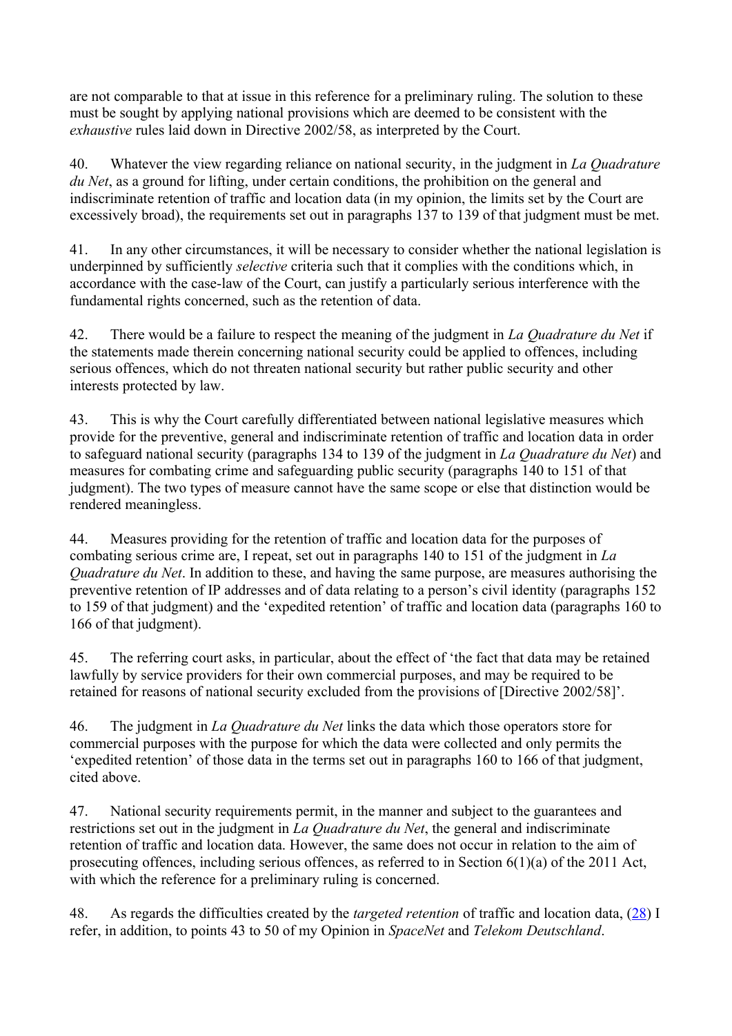are not comparable to that at issue in this reference for a preliminary ruling. The solution to these must be sought by applying national provisions which are deemed to be consistent with the *exhaustive* rules laid down in Directive 2002/58, as interpreted by the Court.

40. Whatever the view regarding reliance on national security, in the judgment in *La Quadrature du Net*, as a ground for lifting, under certain conditions, the prohibition on the general and indiscriminate retention of traffic and location data (in my opinion, the limits set by the Court are excessively broad), the requirements set out in paragraphs 137 to 139 of that judgment must be met.

41. In any other circumstances, it will be necessary to consider whether the national legislation is underpinned by sufficiently *selective* criteria such that it complies with the conditions which, in accordance with the case-law of the Court, can justify a particularly serious interference with the fundamental rights concerned, such as the retention of data.

42. There would be a failure to respect the meaning of the judgment in *La Quadrature du Net* if the statements made therein concerning national security could be applied to offences, including serious offences, which do not threaten national security but rather public security and other interests protected by law.

43. This is why the Court carefully differentiated between national legislative measures which provide for the preventive, general and indiscriminate retention of traffic and location data in order to safeguard national security (paragraphs 134 to 139 of the judgment in *La Quadrature du Net*) and measures for combating crime and safeguarding public security (paragraphs 140 to 151 of that judgment). The two types of measure cannot have the same scope or else that distinction would be rendered meaningless.

44. Measures providing for the retention of traffic and location data for the purposes of combating serious crime are, I repeat, set out in paragraphs 140 to 151 of the judgment in *La Quadrature du Net*. In addition to these, and having the same purpose, are measures authorising the preventive retention of IP addresses and of data relating to a person's civil identity (paragraphs 152 to 159 of that judgment) and the 'expedited retention' of traffic and location data (paragraphs 160 to 166 of that judgment).

45. The referring court asks, in particular, about the effect of 'the fact that data may be retained lawfully by service providers for their own commercial purposes, and may be required to be retained for reasons of national security excluded from the provisions of [Directive 2002/58]'.

46. The judgment in *La Quadrature du Net* links the data which those operators store for commercial purposes with the purpose for which the data were collected and only permits the 'expedited retention' of those data in the terms set out in paragraphs 160 to 166 of that judgment, cited above.

47. National security requirements permit, in the manner and subject to the guarantees and restrictions set out in the judgment in *La Quadrature du Net*, the general and indiscriminate retention of traffic and location data. However, the same does not occur in relation to the aim of prosecuting offences, including serious offences, as referred to in Section 6(1)(a) of the 2011 Act, with which the reference for a preliminary ruling is concerned.

48. As regards the difficulties created by the *targeted retention* of traffic and location data, [28] I refer, in addition, to points 43 to 50 of my Opinion in *SpaceNet* and *Telekom Deutschland*.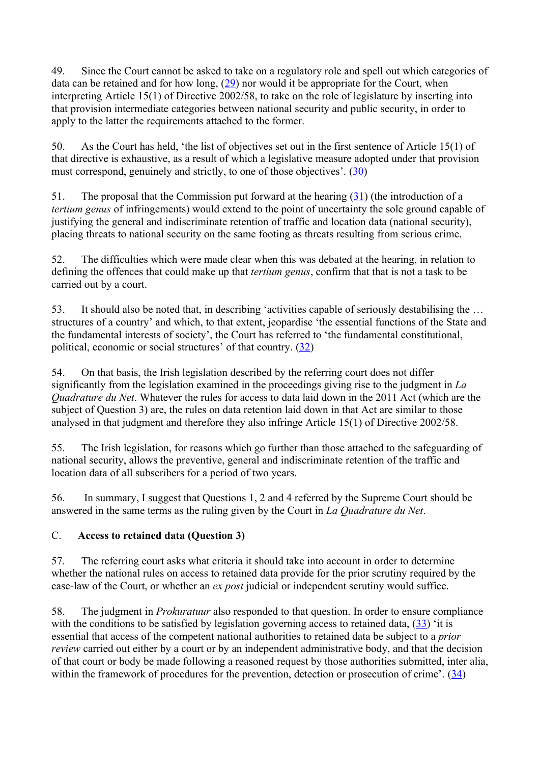49. Since the Court cannot be asked to take on a regulatory role and spell out which categories of data can be retained and for how long, (29) nor would it be appropriate for the Court, when interpreting Article 15(1) of Directive 2002/58, to take on the role of legislature by inserting into that provision intermediate categories between national security and public security, in order to apply to the latter the requirements attached to the former.

50. As the Court has held, 'the list of objectives set out in the first sentence of Article 15(1) of that directive is exhaustive, as a result of which a legislative measure adopted under that provision must correspond, genuinely and strictly, to one of those objectives'. (30)

51. The proposal that the Commission put forward at the hearing (31) (the introduction of a *tertium genus* of infringements) would extend to the point of uncertainty the sole ground capable of justifying the general and indiscriminate retention of traffic and location data (national security), placing threats to national security on the same footing as threats resulting from serious crime.

52. The difficulties which were made clear when this was debated at the hearing, in relation to defining the offences that could make up that *tertium genus*, confirm that that is not a task to be carried out by a court.

53. It should also be noted that, in describing 'activities capable of seriously destabilising the … structures of a country' and which, to that extent, jeopardise 'the essential functions of the State and the fundamental interests of society', the Court has referred to 'the fundamental constitutional, political, economic or social structures' of that country. (32)

54. On that basis, the Irish legislation described by the referring court does not differ significantly from the legislation examined in the proceedings giving rise to the judgment in *La Quadrature du Net*. Whatever the rules for access to data laid down in the 2011 Act (which are the subject of Question 3) are, the rules on data retention laid down in that Act are similar to those analysed in that judgment and therefore they also infringe Article 15(1) of Directive 2002/58.

55. The Irish legislation, for reasons which go further than those attached to the safeguarding of national security, allows the preventive, general and indiscriminate retention of the traffic and location data of all subscribers for a period of two years.

56. In summary, I suggest that Questions 1, 2 and 4 referred by the Supreme Court should be answered in the same terms as the ruling given by the Court in *La Quadrature du Net*.

### C. Access to retained data (Question 3)

57. The referring court asks what criteria it should take into account in order to determine whether the national rules on access to retained data provide for the prior scrutiny required by the case-law of the Court, or whether an *ex post* judicial or independent scrutiny would suffice.

58. The judgment in *Prokuratuur* also responded to that question. In order to ensure compliance with the conditions to be satisfied by legislation governing access to retained data, (33) 'it is essential that access of the competent national authorities to retained data be subject to a *prior review* carried out either by a court or by an independent administrative body, and that the decision of that court or body be made following a reasoned request by those authorities submitted, inter alia, within the framework of procedures for the prevention, detection or prosecution of crime'. (34)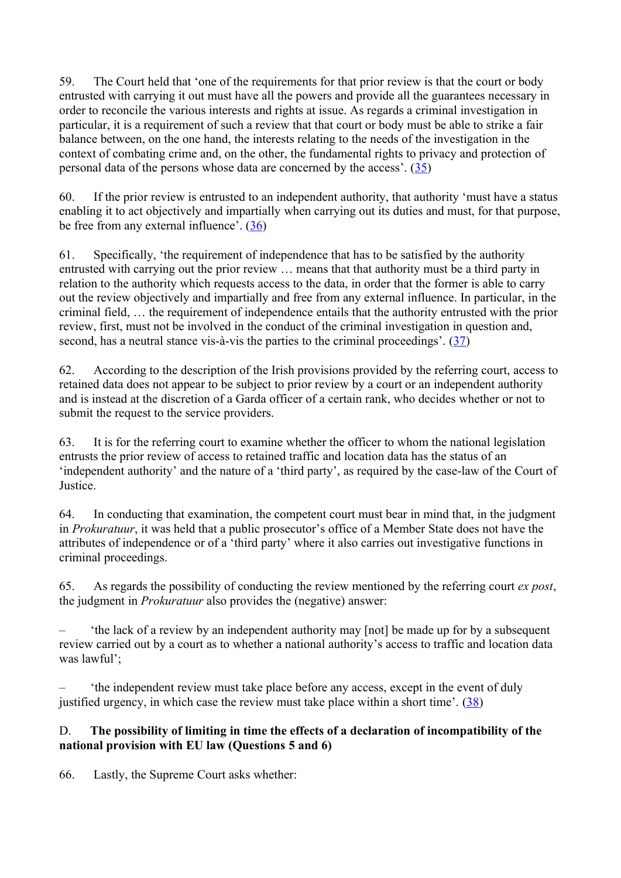59. The Court held that 'one of the requirements for that prior review is that the court or body entrusted with carrying it out must have all the powers and provide all the guarantees necessary in order to reconcile the various interests and rights at issue. As regards a criminal investigation in particular, it is a requirement of such a review that that court or body must be able to strike a fair balance between, on the one hand, the interests relating to the needs of the investigation in the context of combating crime and, on the other, the fundamental rights to privacy and protection of personal data of the persons whose data are concerned by the access'. (35)

60. If the prior review is entrusted to an independent authority, that authority 'must have a status enabling it to act objectively and impartially when carrying out its duties and must, for that purpose, be free from any external influence'. (36)

61. Specifically, 'the requirement of independence that has to be satisfied by the authority entrusted with carrying out the prior review … means that that authority must be a third party in relation to the authority which requests access to the data, in order that the former is able to carry out the review objectively and impartially and free from any external influence. In particular, in the criminal field, … the requirement of independence entails that the authority entrusted with the prior review, first, must not be involved in the conduct of the criminal investigation in question and, second, has a neutral stance vis-à-vis the parties to the criminal proceedings'. (37)

62. According to the description of the Irish provisions provided by the referring court, access to retained data does not appear to be subject to prior review by a court or an independent authority and is instead at the discretion of a Garda officer of a certain rank, who decides whether or not to submit the request to the service providers.

63. It is for the referring court to examine whether the officer to whom the national legislation entrusts the prior review of access to retained traffic and location data has the status of an 'independent authority' and the nature of a 'third party', as required by the case-law of the Court of Justice.

64. In conducting that examination, the competent court must bear in mind that, in the judgment in *Prokuratuur*, it was held that a public prosecutor's office of a Member State does not have the attributes of independence or of a 'third party' where it also carries out investigative functions in criminal proceedings.

65. As regards the possibility of conducting the review mentioned by the referring court *ex post*, the judgment in *Prokuratuur* also provides the (negative) answer:

– 'the lack of a review by an independent authority may [not] be made up for by a subsequent review carried out by a court as to whether a national authority's access to traffic and location data was lawful';

– 'the independent review must take place before any access, except in the event of duly justified urgency, in which case the review must take place within a short time'. (38)

### D. The possibility of limiting in time the effects of a declaration of incompatibility of the national provision with EU law (Questions 5 and 6)

66. Lastly, the Supreme Court asks whether: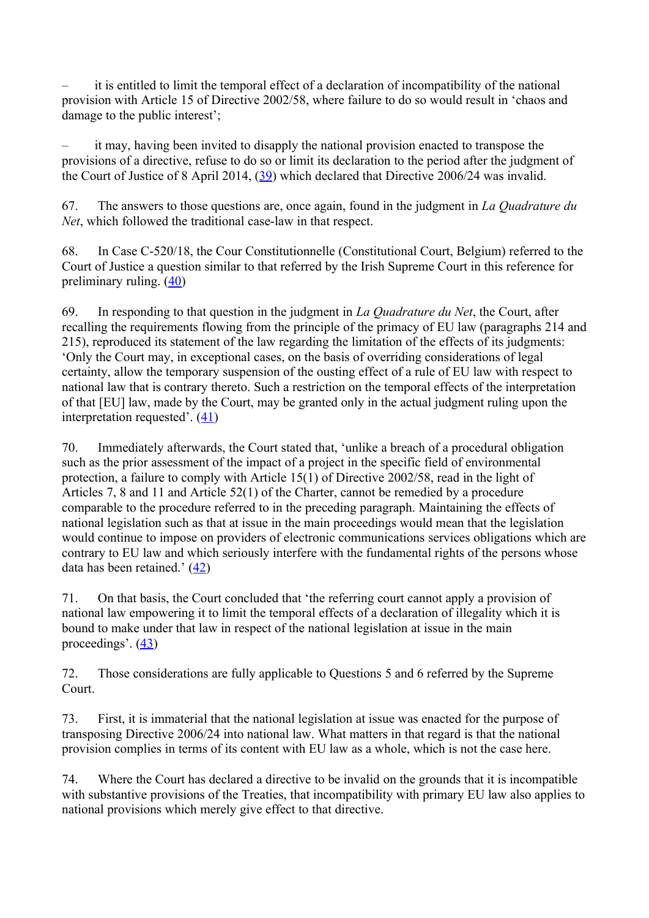– it is entitled to limit the temporal effect of a declaration of incompatibility of the national provision with Article 15 of Directive 2002/58, where failure to do so would result in 'chaos and damage to the public interest';

– it may, having been invited to disapply the national provision enacted to transpose the provisions of a directive, refuse to do so or limit its declaration to the period after the judgment of the Court of Justice of 8 April 2014, (39) which declared that Directive 2006/24 was invalid.

67. The answers to those questions are, once again, found in the judgment in *La Quadrature du Net*, which followed the traditional case-law in that respect.

68. In Case C-520/18, the Cour Constitutionnelle (Constitutional Court, Belgium) referred to the Court of Justice a question similar to that referred by the Irish Supreme Court in this reference for preliminary ruling. (40)

69. In responding to that question in the judgment in *La Quadrature du Net*, the Court, after recalling the requirements flowing from the principle of the primacy of EU law (paragraphs 214 and 215), reproduced its statement of the law regarding the limitation of the effects of its judgments: 'Only the Court may, in exceptional cases, on the basis of overriding considerations of legal certainty, allow the temporary suspension of the ousting effect of a rule of EU law with respect to national law that is contrary thereto. Such a restriction on the temporal effects of the interpretation of that [EU] law, made by the Court, may be granted only in the actual judgment ruling upon the interpretation requested'. (41)

70. Immediately afterwards, the Court stated that, 'unlike a breach of a procedural obligation such as the prior assessment of the impact of a project in the specific field of environmental protection, a failure to comply with Article 15(1) of Directive 2002/58, read in the light of Articles 7, 8 and 11 and Article 52(1) of the Charter, cannot be remedied by a procedure comparable to the procedure referred to in the preceding paragraph. Maintaining the effects of national legislation such as that at issue in the main proceedings would mean that the legislation would continue to impose on providers of electronic communications services obligations which are contrary to EU law and which seriously interfere with the fundamental rights of the persons whose data has been retained.' (42)

71. On that basis, the Court concluded that 'the referring court cannot apply a provision of national law empowering it to limit the temporal effects of a declaration of illegality which it is bound to make under that law in respect of the national legislation at issue in the main proceedings'. (43)

72. Those considerations are fully applicable to Questions 5 and 6 referred by the Supreme Court.

73. First, it is immaterial that the national legislation at issue was enacted for the purpose of transposing Directive 2006/24 into national law. What matters in that regard is that the national provision complies in terms of its content with EU law as a whole, which is not the case here.

74. Where the Court has declared a directive to be invalid on the grounds that it is incompatible with substantive provisions of the Treaties, that incompatibility with primary EU law also applies to national provisions which merely give effect to that directive.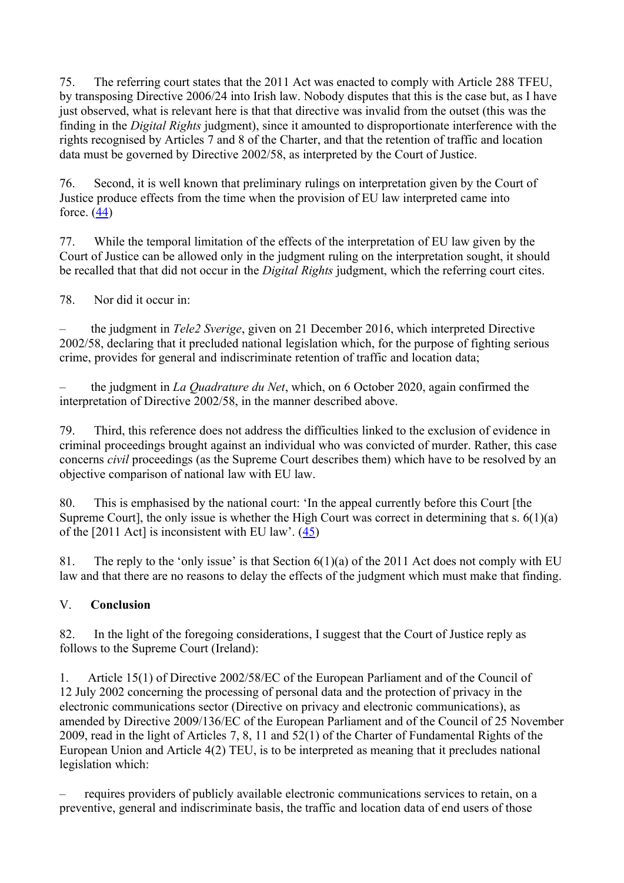75. The referring court states that the 2011 Act was enacted to comply with Article 288 TFEU, by transposing Directive 2006/24 into Irish law. Nobody disputes that this is the case but, as I have just observed, what is relevant here is that that directive was invalid from the outset (this was the finding in the *Digital Rights* judgment), since it amounted to disproportionate interference with the rights recognised by Articles 7 and 8 of the Charter, and that the retention of traffic and location data must be governed by Directive 2002/58, as interpreted by the Court of Justice.

76. Second, it is well known that preliminary rulings on interpretation given by the Court of Justice produce effects from the time when the provision of EU law interpreted came into force. (44)

77. While the temporal limitation of the effects of the interpretation of EU law given by the Court of Justice can be allowed only in the judgment ruling on the interpretation sought, it should be recalled that that did not occur in the *Digital Rights* judgment, which the referring court cites.

78. Nor did it occur in:

– the judgment in *Tele2 Sverige*, given on 21 December 2016, which interpreted Directive 2002/58, declaring that it precluded national legislation which, for the purpose of fighting serious crime, provides for general and indiscriminate retention of traffic and location data;

– the judgment in *La Quadrature du Net*, which, on 6 October 2020, again confirmed the interpretation of Directive 2002/58, in the manner described above.

79. Third, this reference does not address the difficulties linked to the exclusion of evidence in criminal proceedings brought against an individual who was convicted of murder. Rather, this case concerns *civil* proceedings (as the Supreme Court describes them) which have to be resolved by an objective comparison of national law with EU law.

80. This is emphasised by the national court: 'In the appeal currently before this Court [the Supreme Court], the only issue is whether the High Court was correct in determining that s. 6(1)(a) of the [2011 Act] is inconsistent with EU law'. (45)

81. The reply to the 'only issue' is that Section 6(1)(a) of the 2011 Act does not comply with EU law and that there are no reasons to delay the effects of the judgment which must make that finding.

## V. Conclusion

82. In the light of the foregoing considerations, I suggest that the Court of Justice reply as follows to the Supreme Court (Ireland):

1. Article 15(1) of Directive 2002/58/EC of the European Parliament and of the Council of 12 July 2002 concerning the processing of personal data and the protection of privacy in the electronic communications sector (Directive on privacy and electronic communications), as amended by Directive 2009/136/EC of the European Parliament and of the Council of 25 November 2009, read in the light of Articles 7, 8, 11 and 52(1) of the Charter of Fundamental Rights of the European Union and Article 4(2) TEU, is to be interpreted as meaning that it precludes national legislation which:

– requires providers of publicly available electronic communications services to retain, on a preventive, general and indiscriminate basis, the traffic and location data of end users of those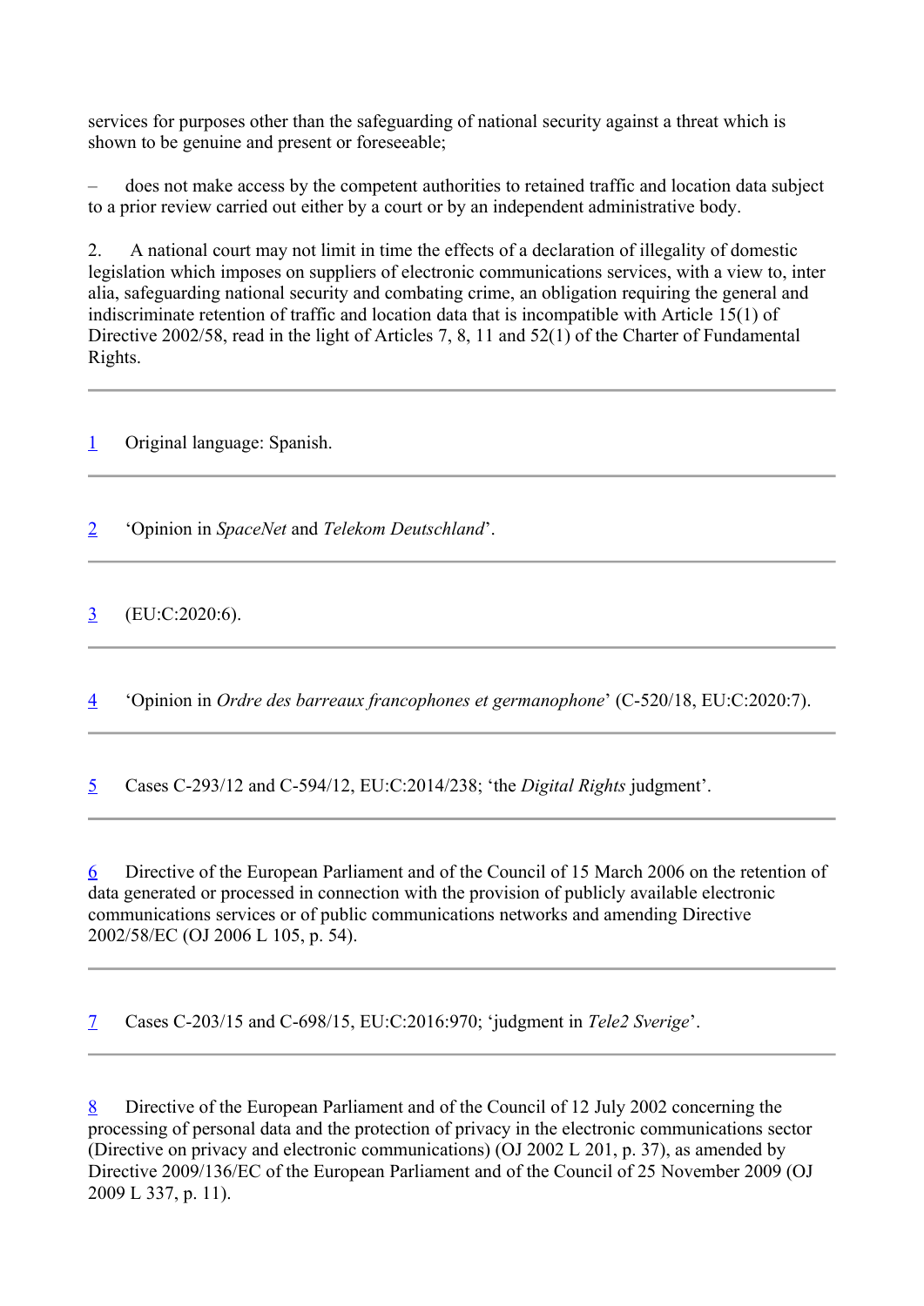services for purposes other than the safeguarding of national security against a threat which is shown to be genuine and present or foreseeable;

– does not make access by the competent authorities to retained traffic and location data subject to a prior review carried out either by a court or by an independent administrative body.

2. A national court may not limit in time the effects of a declaration of illegality of domestic legislation which imposes on suppliers of electronic communications services, with a view to, inter alia, safeguarding national security and combating crime, an obligation requiring the general and indiscriminate retention of traffic and location data that is incompatible with Article 15(1) of Directive 2002/58, read in the light of Articles 7, 8, 11 and 52(1) of the Charter of Fundamental Rights.

---

1 Original language: Spanish.

---

2 'Opinion in *SpaceNet* and *Telekom Deutschland*'.

---

3 (EU:C:2020:6).

---

4 'Opinion in *Ordre des barreaux francophones et germanophone*' (C-520/18, EU:C:2020:7).

---

5 Cases C-293/12 and C-594/12, EU:C:2014/238; 'the *Digital Rights* judgment'.

---

6 Directive of the European Parliament and of the Council of 15 March 2006 on the retention of data generated or processed in connection with the provision of publicly available electronic communications services or of public communications networks and amending Directive 2002/58/EC (OJ 2006 L 105, p. 54).

---

7 Cases C-203/15 and C-698/15, EU:C:2016:970; 'judgment in *Tele2 Sverige*'.

---

8 Directive of the European Parliament and of the Council of 12 July 2002 concerning the processing of personal data and the protection of privacy in the electronic communications sector (Directive on privacy and electronic communications) (OJ 2002 L 201, p. 37), as amended by Directive 2009/136/EC of the European Parliament and of the Council of 25 November 2009 (OJ 2009 L 337, p. 11).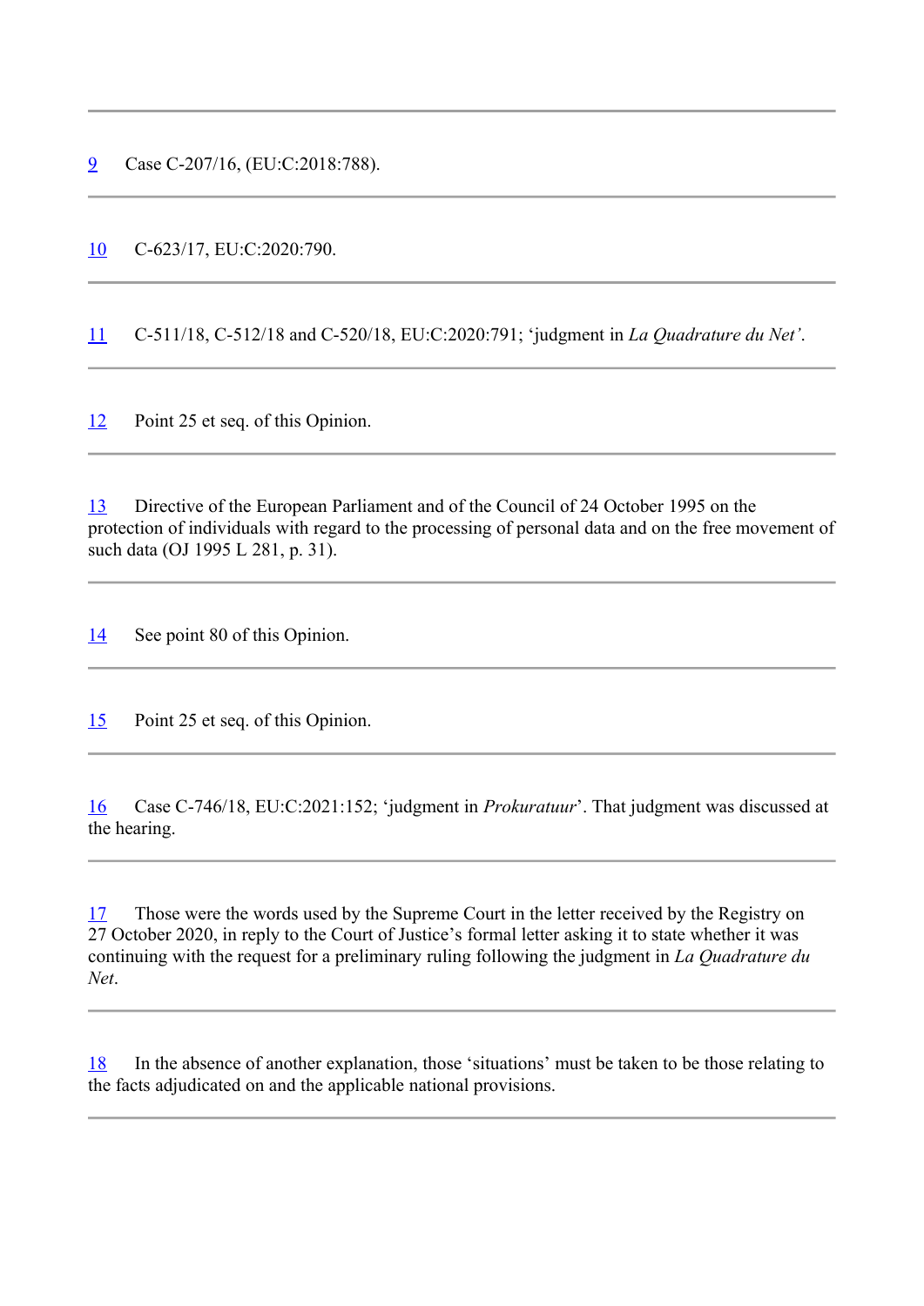9 Case C-207/16, (EU:C:2018:788).

---

10 C-623/17, EU:C:2020:790.

---

11 C-511/18, C-512/18 and C-520/18, EU:C:2020:791; 'judgment in *La Quadrature du Net*'.

---

12 Point 25 et seq. of this Opinion.

---

13 Directive of the European Parliament and of the Council of 24 October 1995 on the protection of individuals with regard to the processing of personal data and on the free movement of such data (OJ 1995 L 281, p. 31).

---

14 See point 80 of this Opinion.

---

15 Point 25 et seq. of this Opinion.

---

16 Case C-746/18, EU:C:2021:152; 'judgment in *Prokuratuur*'. That judgment was discussed at the hearing.

---

17 Those were the words used by the Supreme Court in the letter received by the Registry on 27 October 2020, in reply to the Court of Justice's formal letter asking it to state whether it was continuing with the request for a preliminary ruling following the judgment in *La Quadrature du Net*.

---

18 In the absence of another explanation, those 'situations' must be taken to be those relating to the facts adjudicated on and the applicable national provisions.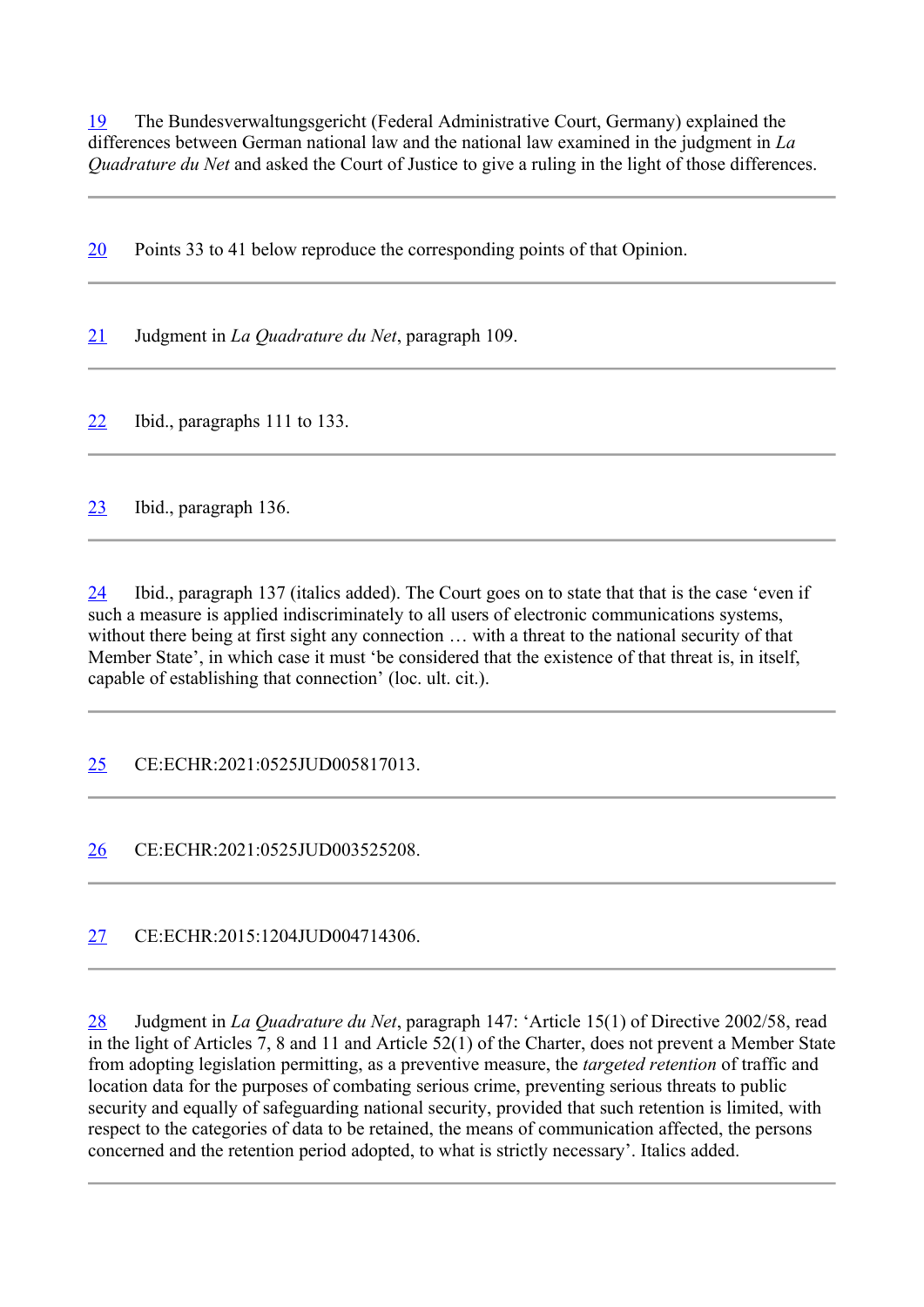19 The Bundesverwaltungsgericht (Federal Administrative Court, Germany) explained the differences between German national law and the national law examined in the judgment in *La Quadrature du Net* and asked the Court of Justice to give a ruling in the light of those differences.

---

20 Points 33 to 41 below reproduce the corresponding points of that Opinion.

---

21 Judgment in *La Quadrature du Net*, paragraph 109.

---

22 Ibid., paragraphs 111 to 133.

---

23 Ibid., paragraph 136.

---

24 Ibid., paragraph 137 (italics added). The Court goes on to state that that is the case 'even if such a measure is applied indiscriminately to all users of electronic communications systems, without there being at first sight any connection … with a threat to the national security of that Member State', in which case it must 'be considered that the existence of that threat is, in itself, capable of establishing that connection' (loc. ult. cit.).

---

25 CE:ECHR:2021:0525JUD005817013.

---

26 CE:ECHR:2021:0525JUD003525208.

---

27 CE:ECHR:2015:1204JUD004714306.

---

28 Judgment in *La Quadrature du Net*, paragraph 147: 'Article 15(1) of Directive 2002/58, read in the light of Articles 7, 8 and 11 and Article 52(1) of the Charter, does not prevent a Member State from adopting legislation permitting, as a preventive measure, the *targeted retention* of traffic and location data for the purposes of combating serious crime, preventing serious threats to public security and equally of safeguarding national security, provided that such retention is limited, with respect to the categories of data to be retained, the means of communication affected, the persons concerned and the retention period adopted, to what is strictly necessary'. Italics added.

---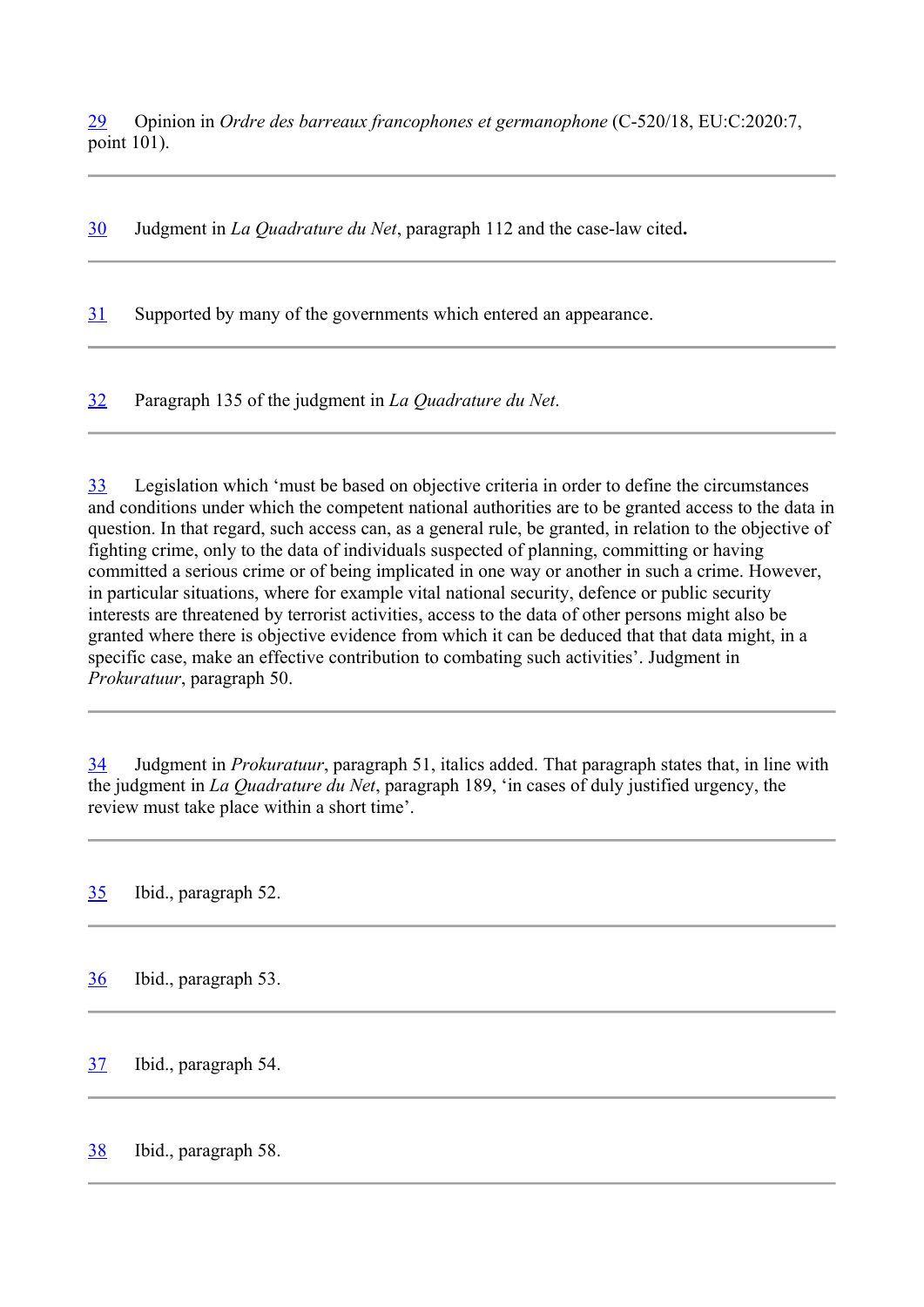29 Opinion in *Ordre des barreaux francophones et germanophone* (C-520/18, EU:C:2020:7, point 101).

---

30 Judgment in *La Quadrature du Net*, paragraph 112 and the case-law cited**.**

---

31 Supported by many of the governments which entered an appearance.

---

32 Paragraph 135 of the judgment in *La Quadrature du Net*.

---

33 Legislation which 'must be based on objective criteria in order to define the circumstances and conditions under which the competent national authorities are to be granted access to the data in question. In that regard, such access can, as a general rule, be granted, in relation to the objective of fighting crime, only to the data of individuals suspected of planning, committing or having committed a serious crime or of being implicated in one way or another in such a crime. However, in particular situations, where for example vital national security, defence or public security interests are threatened by terrorist activities, access to the data of other persons might also be granted where there is objective evidence from which it can be deduced that that data might, in a specific case, make an effective contribution to combating such activities'. Judgment in *Prokuratuur*, paragraph 50.

---

34 Judgment in *Prokuratuur*, paragraph 51, italics added. That paragraph states that, in line with the judgment in *La Quadrature du Net*, paragraph 189, 'in cases of duly justified urgency, the review must take place within a short time'.

---

35 Ibid., paragraph 52.

---

36 Ibid., paragraph 53.

---

37 Ibid., paragraph 54.

---

38 Ibid., paragraph 58.

---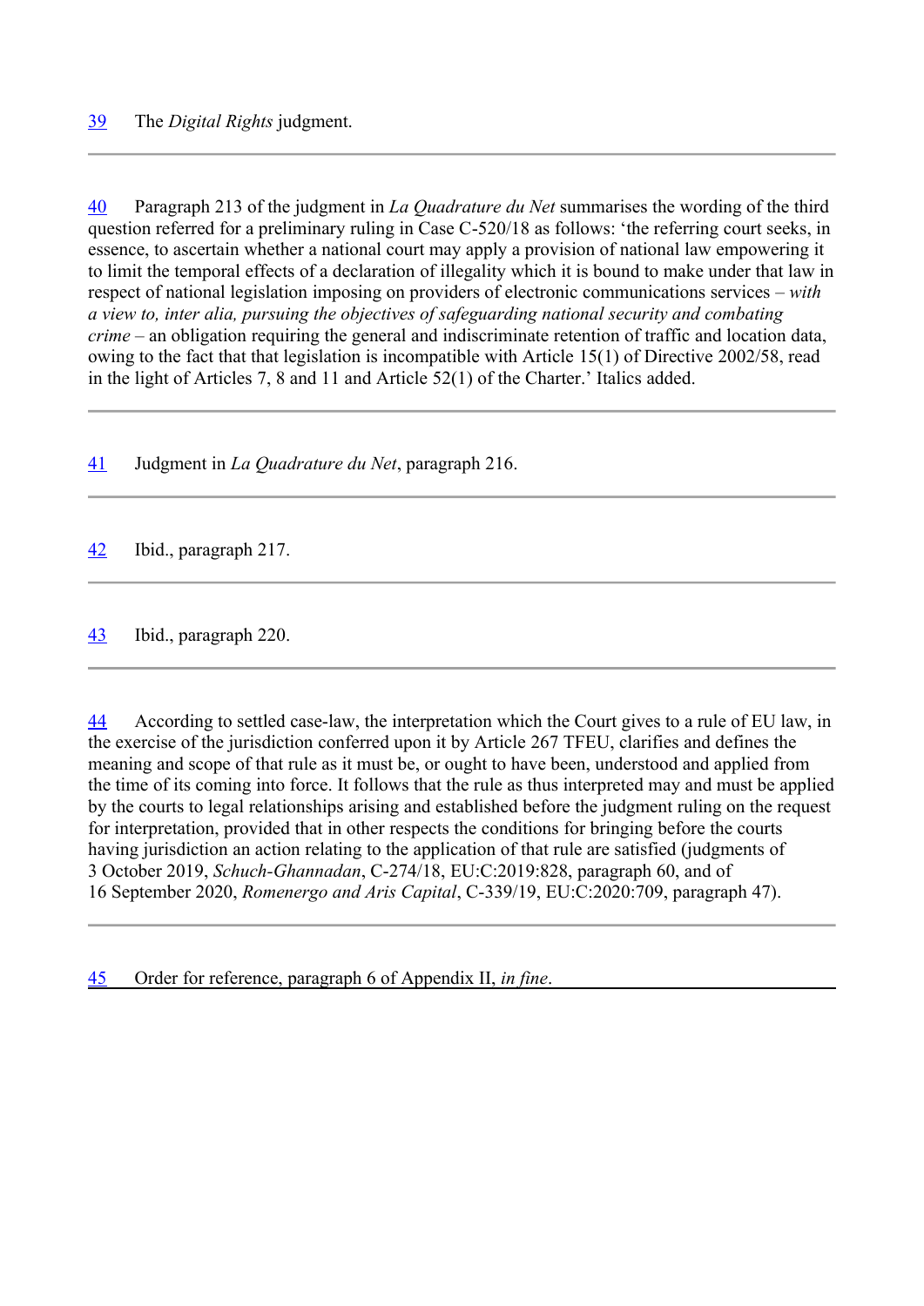39 The *Digital Rights* judgment.

---

40 Paragraph 213 of the judgment in *La Quadrature du Net* summarises the wording of the third question referred for a preliminary ruling in Case C-520/18 as follows: 'the referring court seeks, in essence, to ascertain whether a national court may apply a provision of national law empowering it to limit the temporal effects of a declaration of illegality which it is bound to make under that law in respect of national legislation imposing on providers of electronic communications services – *with a view to, inter alia, pursuing the objectives of safeguarding national security and combating crime* – an obligation requiring the general and indiscriminate retention of traffic and location data, owing to the fact that that legislation is incompatible with Article 15(1) of Directive 2002/58, read in the light of Articles 7, 8 and 11 and Article 52(1) of the Charter.' Italics added.

---

41 Judgment in *La Quadrature du Net*, paragraph 216.

---

42 Ibid., paragraph 217.

---

43 Ibid., paragraph 220.

---

44 According to settled case-law, the interpretation which the Court gives to a rule of EU law, in the exercise of the jurisdiction conferred upon it by Article 267 TFEU, clarifies and defines the meaning and scope of that rule as it must be, or ought to have been, understood and applied from the time of its coming into force. It follows that the rule as thus interpreted may and must be applied by the courts to legal relationships arising and established before the judgment ruling on the request for interpretation, provided that in other respects the conditions for bringing before the courts having jurisdiction an action relating to the application of that rule are satisfied (judgments of 3 October 2019, *Schuch-Ghannadan*, C-274/18, EU:C:2019:828, paragraph 60, and of 16 September 2020, *Romenergo and Aris Capital*, C-339/19, EU:C:2020:709, paragraph 47).

---

45 Order for reference, paragraph 6 of Appendix II, *in fine*.